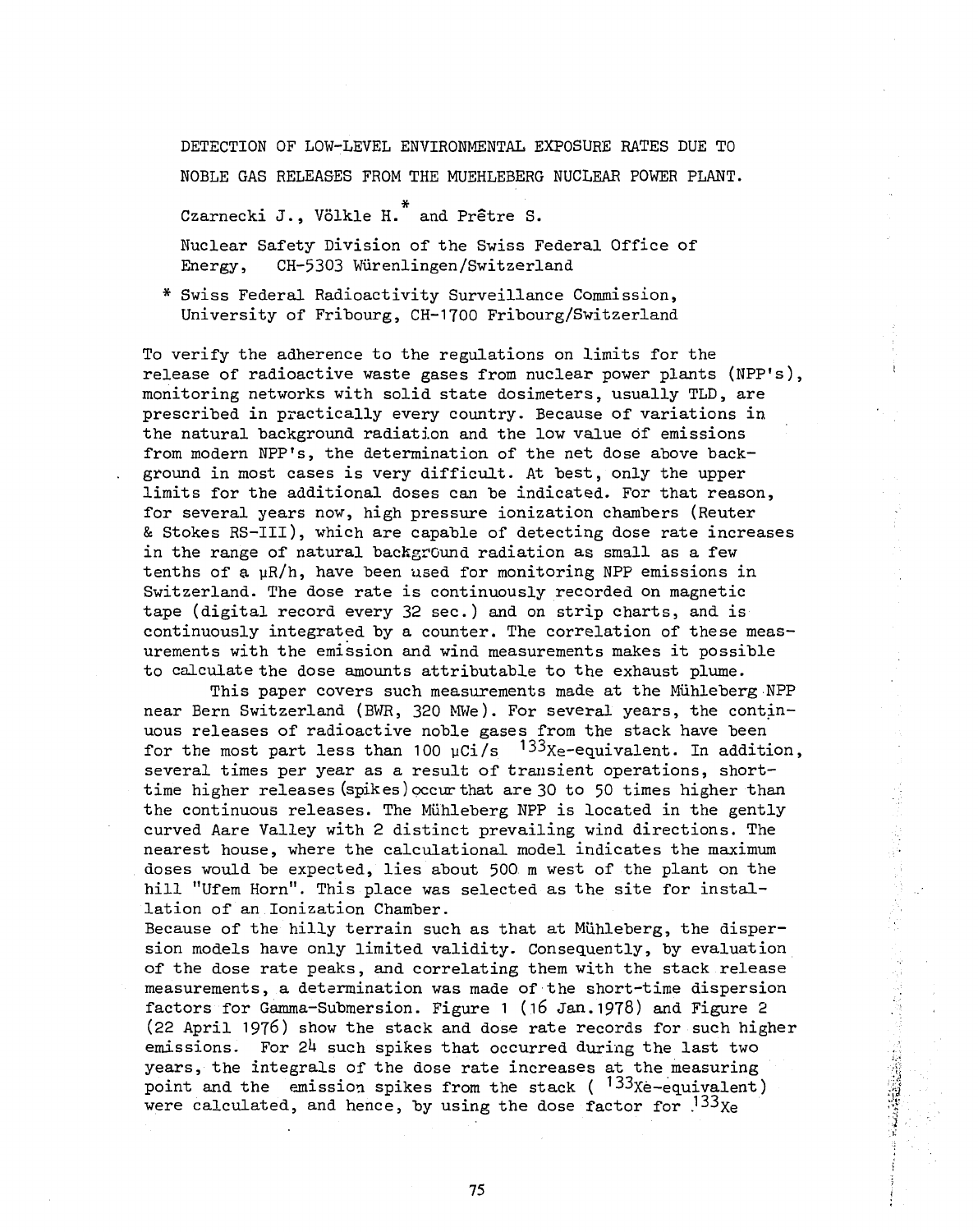# DETECTION OF LOW-LEVEL ENVIRONMENTAL EXPOSURE RATES DUE TO NOBLE GAS RELEASES FROM THE MUEHLEBERG NUCLEAR POWER PLANT.

Czarnecki J., Völkle H.* and Prêtre S.

Nuclear Safety Division of the Swiss Federal Office of Energy, CH-5303 Würenlingen/Switzerland

\* Swiss Federal Radioactivity Surveillance Commission, University of Fribourg, CH-1700 Fribourg/Switzerland

To verify the adherence to the regulations on limits for the release of radioactive waste gases from nuclear power plants (NPP's), monitoring networks with solid state dosimeters, usually TLD, are prescribed in practically every country. Because of variations in the natural background radiation and the low value of emissions from modern NPP's, the determination of the net dose above background in most cases is very difficult. At best, only the upper limits for the additional doses can be indicated. For that reason, for several years now, high pressure ionization chambers (Reuter & Stokes RS-III), which are capable of detecting dose rate increases in the range of natural background radiation as small as a few tenths of a µR/h, have been used for monitoring NPP emissions in Switzerland. The dose rate is continuously recorded on magnetic tape (digital record every 32 sec.) and on strip charts, and is continuously integrated by a counter. The correlation of these measurements with the emission and wind measurements makes it possible to calculate the dose amounts attributable to the exhaust plume.

This paper covers such measurements made at the Mühleberg NPP near Bern Switzerland (BWR, 320 MWe). For several years, the continuous releases of radioactive noble gases from the stack have been for the most part less than 100 µCi/s $^{133}$Xe-equivalent. In addition, several times per year as a result of transient operations, short-time higher releases (spikes) occur that are 30 to 50 times higher than the continuous releases. The Mühleberg NPP is located in the gently curved Aare Valley with 2 distinct prevailing wind directions. The nearest house, where the calculational model indicates the maximum doses would be expected, lies about 500 m west of the plant on the hill "Ufem Horn". This place was selected as the site for installation of an Ionization Chamber.

Because of the hilly terrain such as that at Mühleberg, the dispersion models have only limited validity. Consequently, by evaluation of the dose rate peaks, and correlating them with the stack release measurements, a determination was made of the short-time dispersion factors for Gamma-Submersion. Figure 1 (16 Jan. 1978) and Figure 2 (22 April 1976) show the stack and dose rate records for such higher emissions. For 24 such spikes that occurred during the last two years, the integrals of the dose rate increases at the measuring point and the emission spikes from the stack ( $^{133}$Xe-equivalent) were calculated, and hence, by using the dose factor for $^{133}$Xe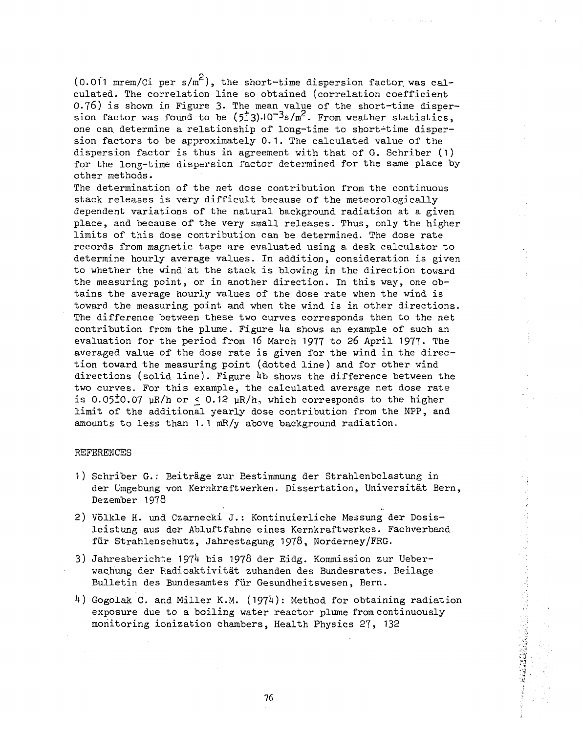(0.011 mrem/Ci per $s/m^2$), the short-time dispersion factor was calculated. The correlation line so obtained (correlation coefficient 0.76) is shown in Figure 3. The mean value of the short-time dispersion factor was found to be $(5 \pm 3) \cdot 10^{-3} s/m^2$. From weather statistics, one can determine a relationship of long-time to short-time dispersion factors to be approximately 0.1. The calculated value of the dispersion factor is thus in agreement with that of G. Schriber (1) for the long-time dispersion factor determined for the same place by other methods.

The determination of the net dose contribution from the continuous stack releases is very difficult because of the meteorologically dependent variations of the natural background radiation at a given place, and because of the very small releases. Thus, only the higher limits of this dose contribution can be determined. The dose rate records from magnetic tape are evaluated using a desk calculator to determine hourly average values. In addition, consideration is given to whether the wind at the stack is blowing in the direction toward the measuring point, or in another direction. In this way, one obtains the average hourly values of the dose rate when the wind is toward the measuring point and when the wind is in other directions. The difference between these two curves corresponds then to the net contribution from the plume. Figure 4a shows an example of such an evaluation for the period from 16 March 1977 to 26 April 1977. The averaged value of the dose rate is given for the wind in the direction toward the measuring point (dotted line) and for other wind directions (solid line). Figure 4b shows the difference between the two curves. For this example, the calculated average net dose rate is $0.05 \pm 0.07$ µR/h or $\leq 0.12$ µR/h, which corresponds to the higher limit of the additional yearly dose contribution from the NPP, and amounts to less than 1.1 mR/y above background radiation.

## REFERENCES

1) Schriber G.: Beiträge zur Bestimmung der Strahlenbelastung in der Umgebung von Kernkraftwerken. Dissertation, Universität Bern, Dezember 1978
2) Völkle H. und Czarnecki J.: Kontinuierliche Messung der Dosisleistung aus der Abluftfahne eines Kernkraftwerkes. Fachverband für Strahlenschutz, Jahrestagung 1978, Norderney/FRG.
3) Jahresberichte 1974 bis 1978 der Eidg. Kommission zur Ueberwachung der Radioaktivität zuhanden des Bundesrates. Beilage Bulletin des Bundesamtes für Gesundheitswesen, Bern.
4) Gogolak C. and Miller K.M. (1974): Method for obtaining radiation exposure due to a boiling water reactor plume from continuously monitoring ionization chambers, Health Physics 27, 132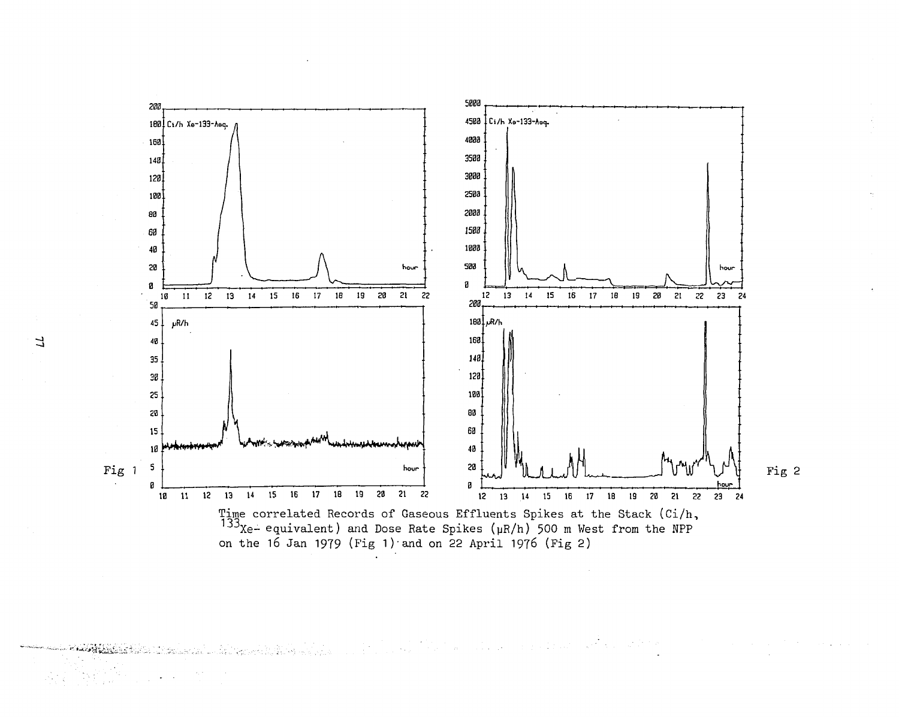Fig 1

Fig 2

Time correlated Records of Gaseous Effluents Spikes at the Stack (Ci/h, $^{133}$Xe- equivalent) and Dose Rate Spikes (μR/h) 500 m West from the NPP on the 16 Jan 1979 (Fig 1) and on 22 April 1976 (Fig 2)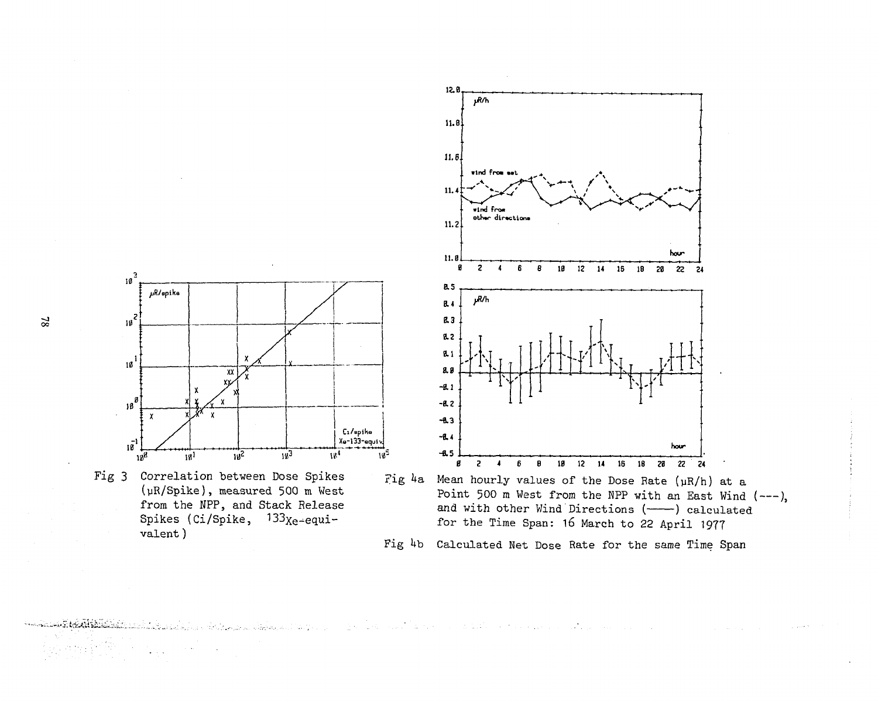µR/spike

$10^3$

$10^2$

$10^1$

$10^0$

$10^{-1}$

$10^0$ $10^1$ $10^2$ $10^3$ $10^4$ $10^5$

Ci/spike Xe-133-equiv.

Fig 3 Correlation between Dose Spikes (µR/Spike), measured 500 m West from the NPP, and Stack Release Spikes (Ci/Spike, $^{133}$Xe-equivalent)

µR/h

12.0

11.8

11.6

11.4

11.2

11.0

wind from east

wind from other directions

hour

0 2 4 6 8 10 12 14 16 18 20 22 24

µR/h

0.5

0.4

0.3

0.2

0.1

0.0

-0.1

-0.2

-0.3

-0.4

-0.5

hour

0 2 4 6 8 10 12 14 16 18 20 22 24

Fig 4a Mean hourly values of the Dose Rate (µR/h) at a Point 500 m West from the NPP with an East Wind (---), and with other Wind Directions (——) calculated for the Time Span: 16 March to 22 April 1977

Fig 4b Calculated Net Dose Rate for the same Time Span